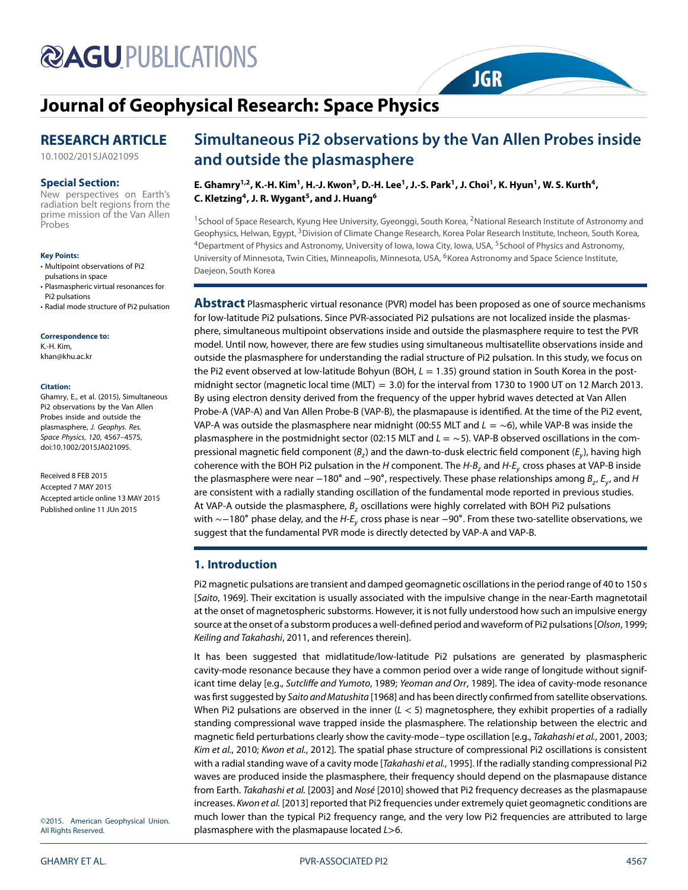# Journal of Geophysical Research: Space Physics

## RESEARCH ARTICLE

10.1002/2015JA021095

**Special Section:**
New perspectives on Earth's radiation belt regions from the prime mission of the Van Allen Probes

**Key Points:**

- Multipoint observations of Pi2 pulsations in space
- Plasmaspheric virtual resonances for Pi2 pulsations
- Radial mode structure of Pi2 pulsation

**Correspondence to:**
K.-H. Kim,
khan@khu.ac.kr

**Citation:**
Ghamry, E., et al. (2015), Simultaneous Pi2 observations by the Van Allen Probes inside and outside the plasmasphere, *J. Geophys. Res. Space Physics*, *120*, 4567–4575, doi:10.1002/2015JA021095.

Received 8 FEB 2015
Accepted 7 MAY 2015
Accepted article online 13 MAY 2015
Published online 11 JUn 2015

©2015. American Geophysical Union. All Rights Reserved.

# Simultaneous Pi2 observations by the Van Allen Probes inside and outside the plasmasphere

**E. Ghamry[1,2], K.-H. Kim[1], H.-J. Kwon[3], D.-H. Lee[1], J.-S. Park[1], J. Choi[1], K. Hyun[1], W. S. Kurth[4], C. Kletzing[4], J. R. Wygant[5], and J. Huang[6]**

[1]School of Space Research, Kyung Hee University, Gyeonggi, South Korea, [2]National Research Institute of Astronomy and Geophysics, Helwan, Egypt, [3]Division of Climate Change Research, Korea Polar Research Institute, Incheon, South Korea, [4]Department of Physics and Astronomy, University of Iowa, Iowa City, Iowa, USA, [5]School of Physics and Astronomy, University of Minnesota, Twin Cities, Minneapolis, Minnesota, USA, [6]Korea Astronomy and Space Science Institute, Daejeon, South Korea

**Abstract** Plasmaspheric virtual resonance (PVR) model has been proposed as one of source mechanisms for low-latitude Pi2 pulsations. Since PVR-associated Pi2 pulsations are not localized inside the plasmasphere, simultaneous multipoint observations inside and outside the plasmasphere require to test the PVR model. Until now, however, there are few studies using simultaneous multisatellite observations inside and outside the plasmasphere for understanding the radial structure of Pi2 pulsation. In this study, we focus on the Pi2 event observed at low-latitude Bohyun (BOH, $L = 1.35$) ground station in South Korea in the postmidnight sector (magnetic local time (MLT) $= 3.0$) for the interval from 1730 to 1900 UT on 12 March 2013. By using electron density derived from the frequency of the upper hybrid waves detected at Van Allen Probe-A (VAP-A) and Van Allen Probe-B (VAP-B), the plasmapause is identified. At the time of the Pi2 event, VAP-A was outside the plasmasphere near midnight (00:55 MLT and $L = \sim 6$), while VAP-B was inside the plasmasphere in the postmidnight sector (02:15 MLT and $L = \sim 5$). VAP-B observed oscillations in the compressional magnetic field component ($B_z$) and the dawn-to-dusk electric field component ($E_y$), having high coherence with the BOH Pi2 pulsation in the $H$ component. The $H$-$B_z$ and $H$-$E_y$ cross phases at VAP-B inside the plasmasphere were near $-180°$ and $-90°$, respectively. These phase relationships among $B_z$, $E_y$, and $H$ are consistent with a radially standing oscillation of the fundamental mode reported in previous studies. At VAP-A outside the plasmasphere, $B_z$ oscillations were highly correlated with BOH Pi2 pulsations with $\sim -180°$ phase delay, and the $H$-$E_y$ cross phase is near $-90°$. From these two-satellite observations, we suggest that the fundamental PVR mode is directly detected by VAP-A and VAP-B.

## 1. Introduction

Pi2 magnetic pulsations are transient and damped geomagnetic oscillations in the period range of 40 to 150 s [*Saito*, 1969]. Their excitation is usually associated with the impulsive change in the near-Earth magnetotail at the onset of magnetospheric substorms. However, it is not fully understood how such an impulsive energy source at the onset of a substorm produces a well-defined period and waveform of Pi2 pulsations [*Olson*, 1999; *Keiling and Takahashi*, 2011, and references therein].

It has been suggested that midlatitude/low-latitude Pi2 pulsations are generated by plasmaspheric cavity-mode resonance because they have a common period over a wide range of longitude without significant time delay [e.g., *Sutcliffe and Yumoto*, 1989; *Yeoman and Orr*, 1989]. The idea of cavity-mode resonance was first suggested by *Saito and Matushita* [1968] and has been directly confirmed from satellite observations. When Pi2 pulsations are observed in the inner ($L < 5$) magnetosphere, they exhibit properties of a radially standing compressional wave trapped inside the plasmasphere. The relationship between the electric and magnetic field perturbations clearly show the cavity-mode–type oscillation [e.g., *Takahashi et al.*, 2001, 2003; *Kim et al.*, 2010; *Kwon et al.*, 2012]. The spatial phase structure of compressional Pi2 oscillations is consistent with a radial standing wave of a cavity mode [*Takahashi et al.*, 1995]. If the radially standing compressional Pi2 waves are produced inside the plasmasphere, their frequency should depend on the plasmapause distance from Earth. *Takahashi et al.* [2003] and *Nosé* [2010] showed that Pi2 frequency decreases as the plasmapause increases. *Kwon et al.* [2013] reported that Pi2 frequencies under extremely quiet geomagnetic conditions are much lower than the typical Pi2 frequency range, and the very low Pi2 frequencies are attributed to large plasmasphere with the plasmapause located $L > 6$.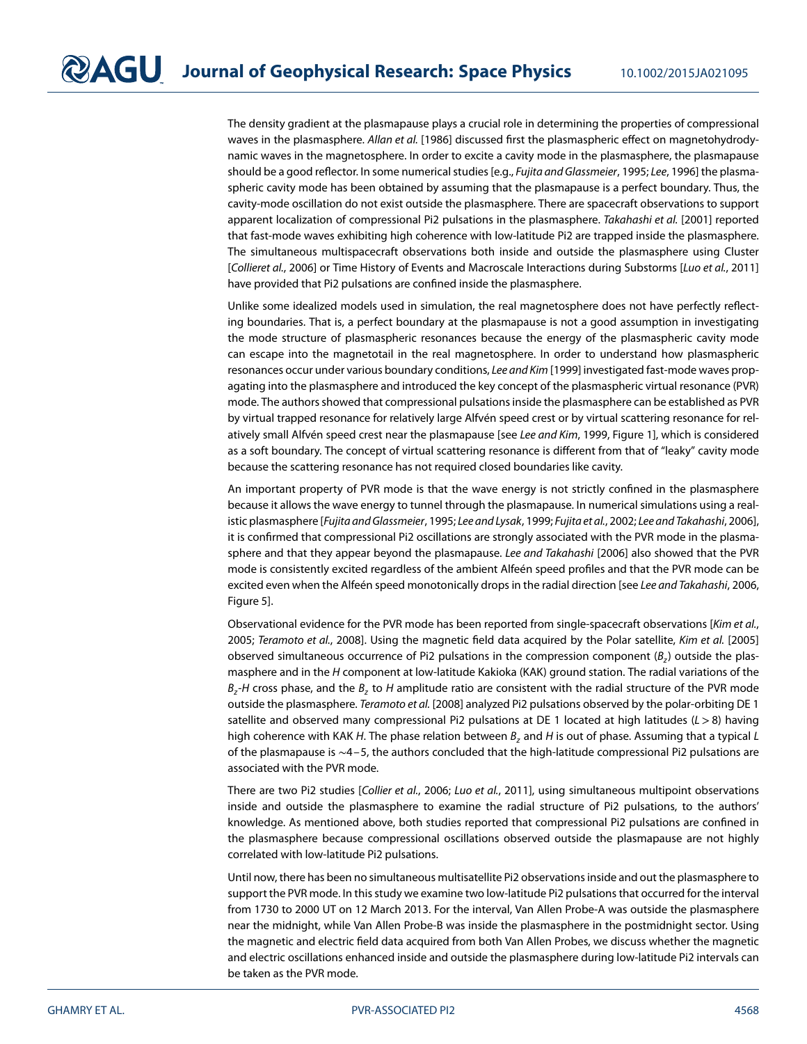The density gradient at the plasmapause plays a crucial role in determining the properties of compressional waves in the plasmasphere. *Allan et al.* [1986] discussed first the plasmaspheric effect on magnetohydrodynamic waves in the magnetosphere. In order to excite a cavity mode in the plasmasphere, the plasmapause should be a good reflector. In some numerical studies [e.g., *Fujita and Glassmeier*, 1995; *Lee*, 1996] the plasmaspheric cavity mode has been obtained by assuming that the plasmapause is a perfect boundary. Thus, the cavity-mode oscillation do not exist outside the plasmasphere. There are spacecraft observations to support apparent localization of compressional Pi2 pulsations in the plasmasphere. *Takahashi et al.* [2001] reported that fast-mode waves exhibiting high coherence with low-latitude Pi2 are trapped inside the plasmasphere. The simultaneous multispacecraft observations both inside and outside the plasmasphere using Cluster [*Collieret al.*, 2006] or Time History of Events and Macroscale Interactions during Substorms [*Luo et al.*, 2011] have provided that Pi2 pulsations are confined inside the plasmasphere.

Unlike some idealized models used in simulation, the real magnetosphere does not have perfectly reflecting boundaries. That is, a perfect boundary at the plasmapause is not a good assumption in investigating the mode structure of plasmaspheric resonances because the energy of the plasmaspheric cavity mode can escape into the magnetotail in the real magnetosphere. In order to understand how plasmaspheric resonances occur under various boundary conditions, *Lee and Kim* [1999] investigated fast-mode waves propagating into the plasmasphere and introduced the key concept of the plasmaspheric virtual resonance (PVR) mode. The authors showed that compressional pulsations inside the plasmasphere can be established as PVR by virtual trapped resonance for relatively large Alfvén speed crest or by virtual scattering resonance for relatively small Alfvén speed crest near the plasmapause [see *Lee and Kim*, 1999, Figure 1], which is considered as a soft boundary. The concept of virtual scattering resonance is different from that of "leaky" cavity mode because the scattering resonance has not required closed boundaries like cavity.

An important property of PVR mode is that the wave energy is not strictly confined in the plasmasphere because it allows the wave energy to tunnel through the plasmapause. In numerical simulations using a realistic plasmasphere [*Fujita and Glassmeier*, 1995; *Lee and Lysak*, 1999; *Fujita et al.*, 2002; *Lee and Takahashi*, 2006], it is confirmed that compressional Pi2 oscillations are strongly associated with the PVR mode in the plasmasphere and that they appear beyond the plasmapause. *Lee and Takahashi* [2006] also showed that the PVR mode is consistently excited regardless of the ambient Alfeén speed profiles and that the PVR mode can be excited even when the Alfeén speed monotonically drops in the radial direction [see *Lee and Takahashi*, 2006, Figure 5].

Observational evidence for the PVR mode has been reported from single-spacecraft observations [*Kim et al.*, 2005; *Teramoto et al.*, 2008]. Using the magnetic field data acquired by the Polar satellite, *Kim et al.* [2005] observed simultaneous occurrence of Pi2 pulsations in the compression component ($B_z$) outside the plasmasphere and in the *H* component at low-latitude Kakioka (KAK) ground station. The radial variations of the $B_z$-*H* cross phase, and the $B_z$ to *H* amplitude ratio are consistent with the radial structure of the PVR mode outside the plasmasphere. *Teramoto et al.* [2008] analyzed Pi2 pulsations observed by the polar-orbiting DE 1 satellite and observed many compressional Pi2 pulsations at DE 1 located at high latitudes ($L > 8$) having high coherence with KAK *H*. The phase relation between $B_z$ and *H* is out of phase. Assuming that a typical *L* of the plasmapause is ~4–5, the authors concluded that the high-latitude compressional Pi2 pulsations are associated with the PVR mode.

There are two Pi2 studies [*Collier et al.*, 2006; *Luo et al.*, 2011], using simultaneous multipoint observations inside and outside the plasmasphere to examine the radial structure of Pi2 pulsations, to the authors' knowledge. As mentioned above, both studies reported that compressional Pi2 pulsations are confined in the plasmasphere because compressional oscillations observed outside the plasmapause are not highly correlated with low-latitude Pi2 pulsations.

Until now, there has been no simultaneous multisatellite Pi2 observations inside and out the plasmasphere to support the PVR mode. In this study we examine two low-latitude Pi2 pulsations that occurred for the interval from 1730 to 2000 UT on 12 March 2013. For the interval, Van Allen Probe-A was outside the plasmasphere near the midnight, while Van Allen Probe-B was inside the plasmasphere in the postmidnight sector. Using the magnetic and electric field data acquired from both Van Allen Probes, we discuss whether the magnetic and electric oscillations enhanced inside and outside the plasmasphere during low-latitude Pi2 intervals can be taken as the PVR mode.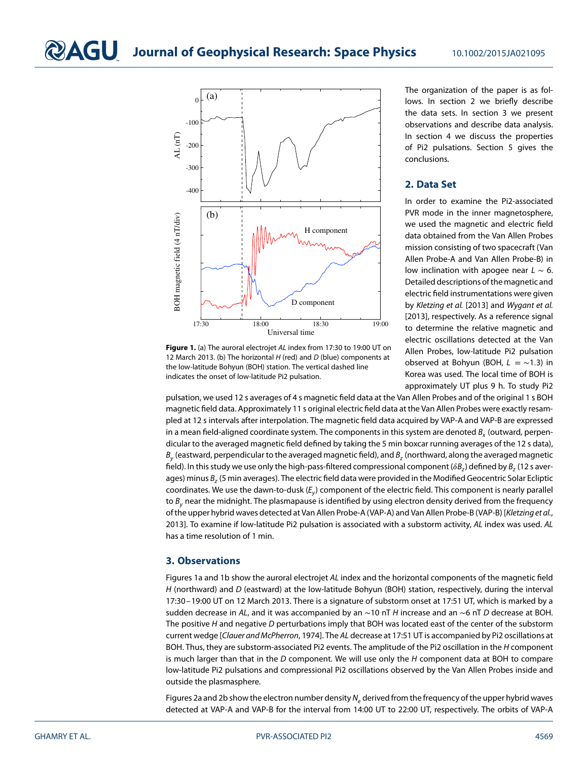Figure 1. (a) The auroral electrojet $AL$ index from 17:30 to 19:00 UT on 12 March 2013. (b) The horizontal $H$ (red) and $D$ (blue) components at the low-latitude Bohyun (BOH) station. The vertical dashed line indicates the onset of low-latitude Pi2 pulsation.

The organization of the paper is as follows. In section 2 we briefly describe the data sets. In section 3 we present observations and describe data analysis. In section 4 we discuss the properties of Pi2 pulsations. Section 5 gives the conclusions.

## 2. Data Set

In order to examine the Pi2-associated PVR mode in the inner magnetosphere, we used the magnetic and electric field data obtained from the Van Allen Probes mission consisting of two spacecraft (Van Allen Probe-A and Van Allen Probe-B) in low inclination with apogee near $L \sim 6$. Detailed descriptions of the magnetic and electric field instrumentations were given by *Kletzing et al.* [2013] and *Wygant et al.* [2013], respectively. As a reference signal to determine the relative magnetic and electric oscillations detected at the Van Allen Probes, low-latitude Pi2 pulsation observed at Bohyun (BOH, $L = \sim 1.3$) in Korea was used. The local time of BOH is approximately UT plus 9 h. To study Pi2 pulsation, we used 12 s averages of 4 s magnetic field data at the Van Allen Probes and of the original 1 s BOH magnetic field data. Approximately 11 s original electric field data at the Van Allen Probes were exactly resampled at 12 s intervals after interpolation. The magnetic field data acquired by VAP-A and VAP-B are expressed in a mean field-aligned coordinate system. The components in this system are denoted $B_x$ (outward, perpendicular to the averaged magnetic field defined by taking the 5 min boxcar running averages of the 12 s data), $B_y$ (eastward, perpendicular to the averaged magnetic field), and $B_z$ (northward, along the averaged magnetic field). In this study we use only the high-pass-filtered compressional component ($\delta B_z$) defined by $B_z$ (12 s averages) minus $B_z$ (5 min averages). The electric field data were provided in the Modified Geocentric Solar Ecliptic coordinates. We use the dawn-to-dusk ($E_y$) component of the electric field. This component is nearly parallel to $B_y$ near the midnight. The plasmapause is identified by using electron density derived from the frequency of the upper hybrid waves detected at Van Allen Probe-A (VAP-A) and Van Allen Probe-B (VAP-B) [*Kletzing et al.*, 2013]. To examine if low-latitude Pi2 pulsation is associated with a substorm activity, $AL$ index was used. $AL$ has a time resolution of 1 min.

## 3. Observations

Figures 1a and 1b show the auroral electrojet $AL$ index and the horizontal components of the magnetic field $H$ (northward) and $D$ (eastward) at the low-latitude Bohyun (BOH) station, respectively, during the interval 17:30–19:00 UT on 12 March 2013. There is a signature of substorm onset at 17:51 UT, which is marked by a sudden decrease in $AL$, and it was accompanied by an ~10 nT $H$ increase and an ~6 nT $D$ decrease at BOH. The positive $H$ and negative $D$ perturbations imply that BOH was located east of the center of the substorm current wedge [*Clauer and McPherron*, 1974]. The $AL$ decrease at 17:51 UT is accompanied by Pi2 oscillations at BOH. Thus, they are substorm-associated Pi2 events. The amplitude of the Pi2 oscillation in the $H$ component is much larger than that in the $D$ component. We will use only the $H$ component data at BOH to compare low-latitude Pi2 pulsations and compressional Pi2 oscillations observed by the Van Allen Probes inside and outside the plasmasphere.

Figures 2a and 2b show the electron number density $N_e$ derived from the frequency of the upper hybrid waves detected at VAP-A and VAP-B for the interval from 14:00 UT to 22:00 UT, respectively. The orbits of VAP-A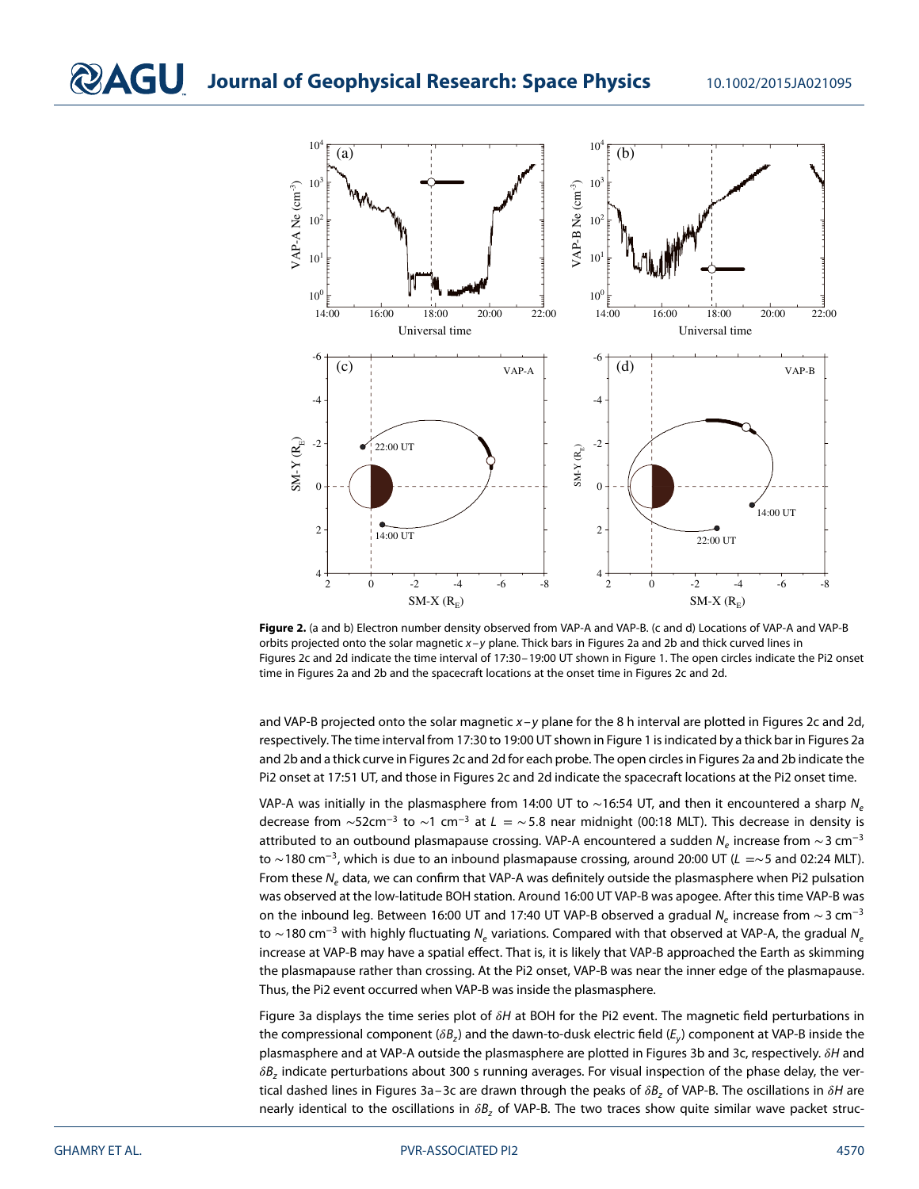**Figure 2.** (a and b) Electron number density observed from VAP-A and VAP-B. (c and d) Locations of VAP-A and VAP-B orbits projected onto the solar magnetic $x$–$y$ plane. Thick bars in Figures 2a and 2b and thick curved lines in Figures 2c and 2d indicate the time interval of 17:30–19:00 UT shown in Figure 1. The open circles indicate the Pi2 onset time in Figures 2a and 2b and the spacecraft locations at the onset time in Figures 2c and 2d.

and VAP-B projected onto the solar magnetic $x$–$y$ plane for the 8 h interval are plotted in Figures 2c and 2d, respectively. The time interval from 17:30 to 19:00 UT shown in Figure 1 is indicated by a thick bar in Figures 2a and 2b and a thick curve in Figures 2c and 2d for each probe. The open circles in Figures 2a and 2b indicate the Pi2 onset at 17:51 UT, and those in Figures 2c and 2d indicate the spacecraft locations at the Pi2 onset time.

VAP-A was initially in the plasmasphere from 14:00 UT to ∼16:54 UT, and then it encountered a sharp $N_e$ decrease from ∼52cm$^{-3}$ to ∼1 cm$^{-3}$ at $L$ = ∼5.8 near midnight (00:18 MLT). This decrease in density is attributed to an outbound plasmapause crossing. VAP-A encountered a sudden $N_e$ increase from ∼3 cm$^{-3}$ to ∼180 cm$^{-3}$, which is due to an inbound plasmapause crossing, around 20:00 UT ($L$ =∼5 and 02:24 MLT). From these $N_e$ data, we can confirm that VAP-A was definitely outside the plasmasphere when Pi2 pulsation was observed at the low-latitude BOH station. Around 16:00 UT VAP-B was apogee. After this time VAP-B was on the inbound leg. Between 16:00 UT and 17:40 UT VAP-B observed a gradual $N_e$ increase from ∼3 cm$^{-3}$ to ∼180 cm$^{-3}$ with highly fluctuating $N_e$ variations. Compared with that observed at VAP-A, the gradual $N_e$ increase at VAP-B may have a spatial effect. That is, it is likely that VAP-B approached the Earth as skimming the plasmapause rather than crossing. At the Pi2 onset, VAP-B was near the inner edge of the plasmapause. Thus, the Pi2 event occurred when VAP-B was inside the plasmasphere.

Figure 3a displays the time series plot of $\delta H$ at BOH for the Pi2 event. The magnetic field perturbations in the compressional component ($\delta B_z$) and the dawn-to-dusk electric field ($E_y$) component at VAP-B inside the plasmasphere and at VAP-A outside the plasmasphere are plotted in Figures 3b and 3c, respectively. $\delta H$ and $\delta B_z$ indicate perturbations about 300 s running averages. For visual inspection of the phase delay, the vertical dashed lines in Figures 3a–3c are drawn through the peaks of $\delta B_z$ of VAP-B. The oscillations in $\delta H$ are nearly identical to the oscillations in $\delta B_z$ of VAP-B. The two traces show quite similar wave packet struc-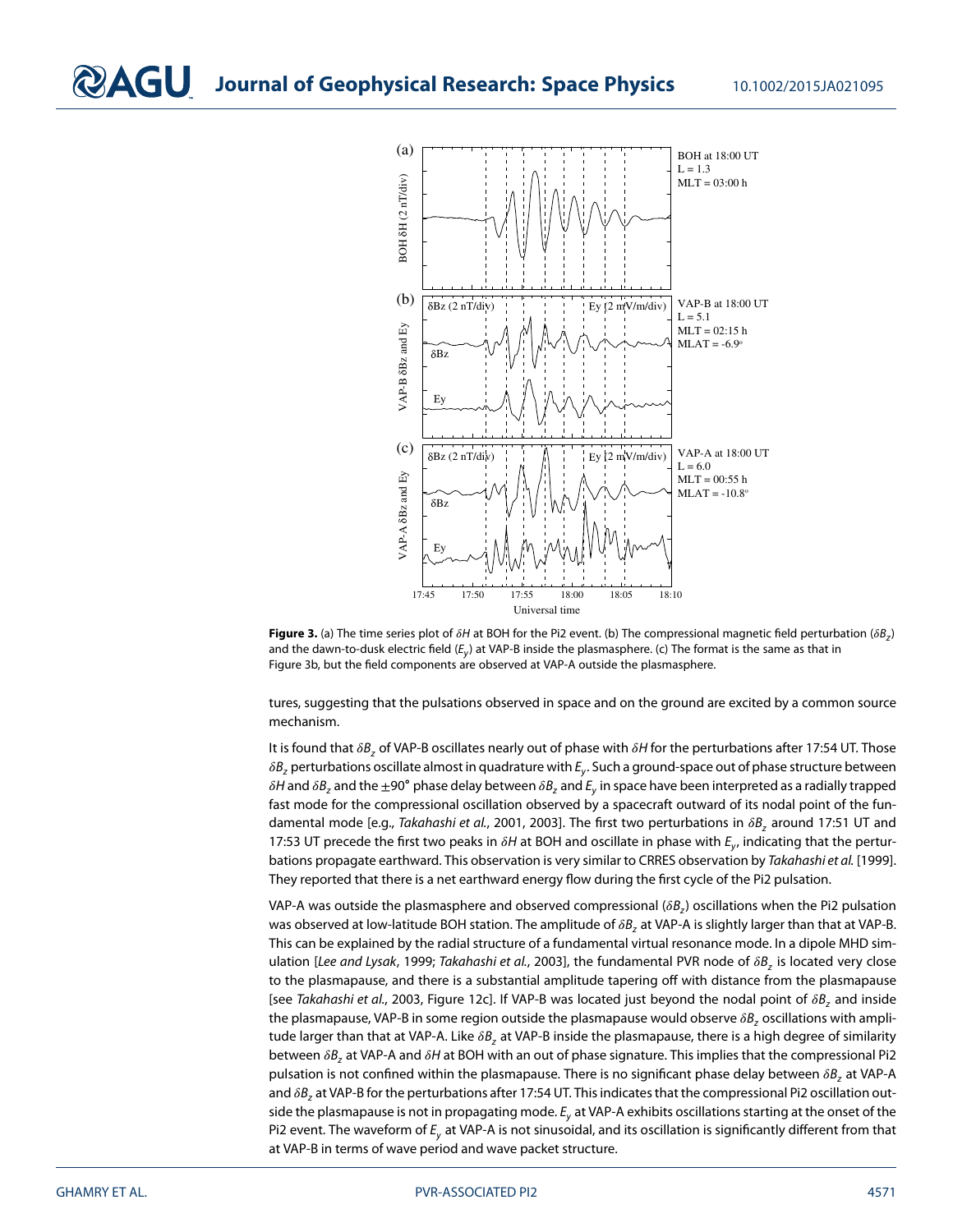**Figure 3.** (a) The time series plot of $\delta H$ at BOH for the Pi2 event. (b) The compressional magnetic field perturbation ($\delta B_z$) and the dawn-to-dusk electric field ($E_y$) at VAP-B inside the plasmasphere. (c) The format is the same as that in Figure 3b, but the field components are observed at VAP-A outside the plasmasphere.

tures, suggesting that the pulsations observed in space and on the ground are excited by a common source mechanism.

It is found that $\delta B_z$ of VAP-B oscillates nearly out of phase with $\delta H$ for the perturbations after 17:54 UT. Those $\delta B_z$ perturbations oscillate almost in quadrature with $E_y$. Such a ground-space out of phase structure between $\delta H$ and $\delta B_z$ and the $\pm 90°$ phase delay between $\delta B_z$ and $E_y$ in space have been interpreted as a radially trapped fast mode for the compressional oscillation observed by a spacecraft outward of its nodal point of the fundamental mode [e.g., *Takahashi et al.*, 2001, 2003]. The first two perturbations in $\delta B_z$ around 17:51 UT and 17:53 UT precede the first two peaks in $\delta H$ at BOH and oscillate in phase with $E_y$, indicating that the perturbations propagate earthward. This observation is very similar to CRRES observation by *Takahashi et al.* [1999]. They reported that there is a net earthward energy flow during the first cycle of the Pi2 pulsation.

VAP-A was outside the plasmasphere and observed compressional ($\delta B_z$) oscillations when the Pi2 pulsation was observed at low-latitude BOH station. The amplitude of $\delta B_z$ at VAP-A is slightly larger than that at VAP-B. This can be explained by the radial structure of a fundamental virtual resonance mode. In a dipole MHD simulation [*Lee and Lysak*, 1999; *Takahashi et al.*, 2003], the fundamental PVR node of $\delta B_z$ is located very close to the plasmapause, and there is a substantial amplitude tapering off with distance from the plasmapause [see *Takahashi et al.*, 2003, Figure 12c]. If VAP-B was located just beyond the nodal point of $\delta B_z$ and inside the plasmapause, VAP-B in some region outside the plasmapause would observe $\delta B_z$ oscillations with amplitude larger than that at VAP-A. Like $\delta B_z$ at VAP-B inside the plasmapause, there is a high degree of similarity between $\delta B_z$ at VAP-A and $\delta H$ at BOH with an out of phase signature. This implies that the compressional Pi2 pulsation is not confined within the plasmapause. There is no significant phase delay between $\delta B_z$ at VAP-A and $\delta B_z$ at VAP-B for the perturbations after 17:54 UT. This indicates that the compressional Pi2 oscillation outside the plasmapause is not in propagating mode. $E_y$ at VAP-A exhibits oscillations starting at the onset of the Pi2 event. The waveform of $E_y$ at VAP-A is not sinusoidal, and its oscillation is significantly different from that at VAP-B in terms of wave period and wave packet structure.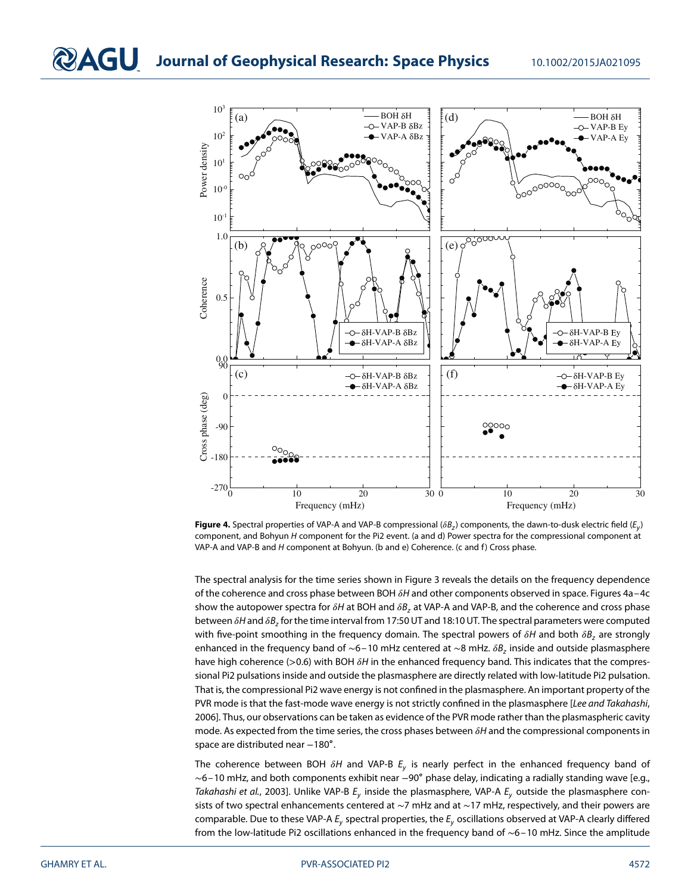**Figure 4.** Spectral properties of VAP-A and VAP-B compressional ($\delta B_z$) components, the dawn-to-dusk electric field ($E_y$) component, and Bohyun $H$ component for the Pi2 event. (a and d) Power spectra for the compressional component at VAP-A and VAP-B and $H$ component at Bohyun. (b and e) Coherence. (c and f) Cross phase.

The spectral analysis for the time series shown in Figure 3 reveals the details on the frequency dependence of the coherence and cross phase between BOH $\delta H$ and other components observed in space. Figures 4a–4c show the autopower spectra for $\delta H$ at BOH and $\delta B_z$ at VAP-A and VAP-B, and the coherence and cross phase between $\delta H$ and $\delta B_z$ for the time interval from 17:50 UT and 18:10 UT. The spectral parameters were computed with five-point smoothing in the frequency domain. The spectral powers of $\delta H$ and both $\delta B_z$ are strongly enhanced in the frequency band of ~6–10 mHz centered at ~8 mHz. $\delta B_z$ inside and outside plasmasphere have high coherence (>0.6) with BOH $\delta H$ in the enhanced frequency band. This indicates that the compressional Pi2 pulsations inside and outside the plasmasphere are directly related with low-latitude Pi2 pulsation. That is, the compressional Pi2 wave energy is not confined in the plasmasphere. An important property of the PVR mode is that the fast-mode wave energy is not strictly confined in the plasmasphere [*Lee and Takahashi*, 2006]. Thus, our observations can be taken as evidence of the PVR mode rather than the plasmaspheric cavity mode. As expected from the time series, the cross phases between $\delta H$ and the compressional components in space are distributed near −180°.

The coherence between BOH $\delta H$ and VAP-B $E_y$ is nearly perfect in the enhanced frequency band of ~6–10 mHz, and both components exhibit near −90° phase delay, indicating a radially standing wave [e.g., *Takahashi et al.*, 2003]. Unlike VAP-B $E_y$ inside the plasmasphere, VAP-A $E_y$ outside the plasmasphere consists of two spectral enhancements centered at ~7 mHz and at ~17 mHz, respectively, and their powers are comparable. Due to these VAP-A $E_y$ spectral properties, the $E_y$ oscillations observed at VAP-A clearly differed from the low-latitude Pi2 oscillations enhanced in the frequency band of ~6–10 mHz. Since the amplitude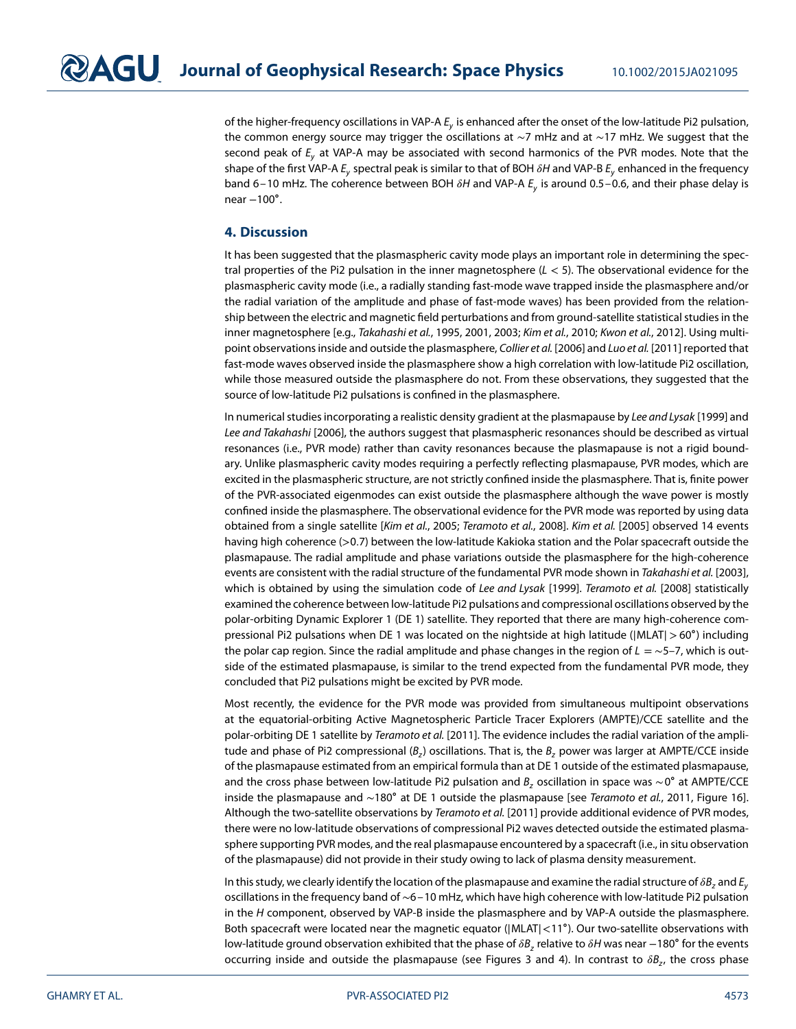of the higher-frequency oscillations in VAP-A $E_y$ is enhanced after the onset of the low-latitude Pi2 pulsation, the common energy source may trigger the oscillations at ~7 mHz and at ~17 mHz. We suggest that the second peak of $E_y$ at VAP-A may be associated with second harmonics of the PVR modes. Note that the shape of the first VAP-A $E_y$ spectral peak is similar to that of BOH $\delta H$ and VAP-B $E_y$ enhanced in the frequency band 6–10 mHz. The coherence between BOH $\delta H$ and VAP-A $E_y$ is around 0.5–0.6, and their phase delay is near −100°.

## 4. Discussion

It has been suggested that the plasmaspheric cavity mode plays an important role in determining the spectral properties of the Pi2 pulsation in the inner magnetosphere ($L < 5$). The observational evidence for the plasmaspheric cavity mode (i.e., a radially standing fast-mode wave trapped inside the plasmasphere and/or the radial variation of the amplitude and phase of fast-mode waves) has been provided from the relationship between the electric and magnetic field perturbations and from ground-satellite statistical studies in the inner magnetosphere [e.g., *Takahashi et al.*, 1995, 2001, 2003; *Kim et al.*, 2010; *Kwon et al.*, 2012]. Using multipoint observations inside and outside the plasmasphere, *Collier et al.* [2006] and *Luo et al.* [2011] reported that fast-mode waves observed inside the plasmasphere show a high correlation with low-latitude Pi2 oscillation, while those measured outside the plasmasphere do not. From these observations, they suggested that the source of low-latitude Pi2 pulsations is confined in the plasmasphere.

In numerical studies incorporating a realistic density gradient at the plasmapause by *Lee and Lysak* [1999] and *Lee and Takahashi* [2006], the authors suggest that plasmaspheric resonances should be described as virtual resonances (i.e., PVR mode) rather than cavity resonances because the plasmapause is not a rigid boundary. Unlike plasmaspheric cavity modes requiring a perfectly reflecting plasmapause, PVR modes, which are excited in the plasmaspheric structure, are not strictly confined inside the plasmasphere. That is, finite power of the PVR-associated eigenmodes can exist outside the plasmasphere although the wave power is mostly confined inside the plasmasphere. The observational evidence for the PVR mode was reported by using data obtained from a single satellite [*Kim et al.*, 2005; *Teramoto et al.*, 2008]. *Kim et al.* [2005] observed 14 events having high coherence (>0.7) between the low-latitude Kakioka station and the Polar spacecraft outside the plasmapause. The radial amplitude and phase variations outside the plasmasphere for the high-coherence events are consistent with the radial structure of the fundamental PVR mode shown in *Takahashi et al.* [2003], which is obtained by using the simulation code of *Lee and Lysak* [1999]. *Teramoto et al.* [2008] statistically examined the coherence between low-latitude Pi2 pulsations and compressional oscillations observed by the polar-orbiting Dynamic Explorer 1 (DE 1) satellite. They reported that there are many high-coherence compressional Pi2 pulsations when DE 1 was located on the nightside at high latitude (|MLAT| > 60°) including the polar cap region. Since the radial amplitude and phase changes in the region of $L =$ ~5–7, which is outside of the estimated plasmapause, is similar to the trend expected from the fundamental PVR mode, they concluded that Pi2 pulsations might be excited by PVR mode.

Most recently, the evidence for the PVR mode was provided from simultaneous multipoint observations at the equatorial-orbiting Active Magnetospheric Particle Tracer Explorers (AMPTE)/CCE satellite and the polar-orbiting DE 1 satellite by *Teramoto et al.* [2011]. The evidence includes the radial variation of the amplitude and phase of Pi2 compressional ($B_z$) oscillations. That is, the $B_z$ power was larger at AMPTE/CCE inside of the plasmapause estimated from an empirical formula than at DE 1 outside of the estimated plasmapause, and the cross phase between low-latitude Pi2 pulsation and $B_z$ oscillation in space was ~0° at AMPTE/CCE inside the plasmapause and ~180° at DE 1 outside the plasmapause [see *Teramoto et al.*, 2011, Figure 16]. Although the two-satellite observations by *Teramoto et al.* [2011] provide additional evidence of PVR modes, there were no low-latitude observations of compressional Pi2 waves detected outside the estimated plasmasphere supporting PVR modes, and the real plasmapause encountered by a spacecraft (i.e., in situ observation of the plasmapause) did not provide in their study owing to lack of plasma density measurement.

In this study, we clearly identify the location of the plasmapause and examine the radial structure of $\delta B_z$ and $E_y$ oscillations in the frequency band of ~6–10 mHz, which have high coherence with low-latitude Pi2 pulsation in the $H$ component, observed by VAP-B inside the plasmasphere and by VAP-A outside the plasmasphere. Both spacecraft were located near the magnetic equator (|MLAT|<11°). Our two-satellite observations with low-latitude ground observation exhibited that the phase of $\delta B_z$ relative to $\delta H$ was near −180° for the events occurring inside and outside the plasmapause (see Figures 3 and 4). In contrast to $\delta B_z$, the cross phase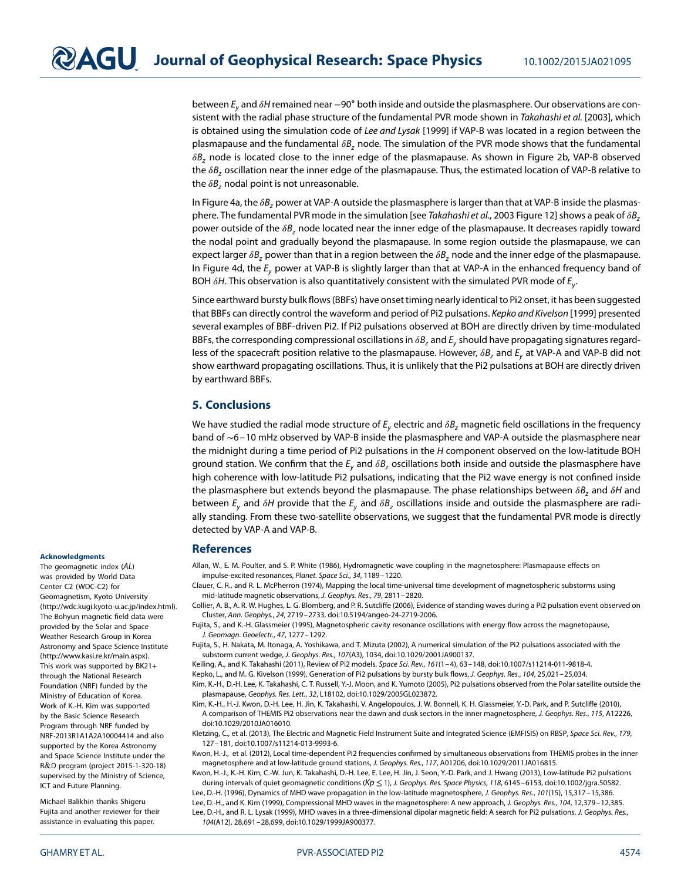between $E_y$ and $\delta H$ remained near −90° both inside and outside the plasmasphere. Our observations are consistent with the radial phase structure of the fundamental PVR mode shown in *Takahashi et al.* [2003], which is obtained using the simulation code of *Lee and Lysak* [1999] if VAP-B was located in a region between the plasmapause and the fundamental $\delta B_z$ node. The simulation of the PVR mode shows that the fundamental $\delta B_z$ node is located close to the inner edge of the plasmapause. As shown in Figure 2b, VAP-B observed the $\delta B_z$ oscillation near the inner edge of the plasmapause. Thus, the estimated location of VAP-B relative to the $\delta B_z$ nodal point is not unreasonable.

In Figure 4a, the $\delta B_z$ power at VAP-A outside the plasmasphere is larger than that at VAP-B inside the plasmasphere. The fundamental PVR mode in the simulation [see *Takahashi et al.*, 2003 Figure 12] shows a peak of $\delta B_z$ power outside of the $\delta B_z$ node located near the inner edge of the plasmapause. It decreases rapidly toward the nodal point and gradually beyond the plasmapause. In some region outside the plasmapause, we can expect larger $\delta B_z$ power than that in a region between the $\delta B_z$ node and the inner edge of the plasmapause. In Figure 4d, the $E_y$ power at VAP-B is slightly larger than that at VAP-A in the enhanced frequency band of BOH $\delta H$. This observation is also quantitatively consistent with the simulated PVR mode of $E_y$.

Since earthward bursty bulk flows (BBFs) have onset timing nearly identical to Pi2 onset, it has been suggested that BBFs can directly control the waveform and period of Pi2 pulsations. *Kepko and Kivelson* [1999] presented several examples of BBF-driven Pi2. If Pi2 pulsations observed at BOH are directly driven by time-modulated BBFs, the corresponding compressional oscillations in $\delta B_z$ and $E_y$ should have propagating signatures regardless of the spacecraft position relative to the plasmapause. However, $\delta B_z$ and $E_y$ at VAP-A and VAP-B did not show earthward propagating oscillations. Thus, it is unlikely that the Pi2 pulsations at BOH are directly driven by earthward BBFs.

## 5. Conclusions

We have studied the radial mode structure of $E_y$ electric and $\delta B_z$ magnetic field oscillations in the frequency band of ∼6–10 mHz observed by VAP-B inside the plasmasphere and VAP-A outside the plasmasphere near the midnight during a time period of Pi2 pulsations in the *H* component observed on the low-latitude BOH ground station. We confirm that the $E_y$ and $\delta B_z$ oscillations both inside and outside the plasmasphere have high coherence with low-latitude Pi2 pulsations, indicating that the Pi2 wave energy is not confined inside the plasmasphere but extends beyond the plasmapause. The phase relationships between $\delta B_z$ and $\delta H$ and between $E_y$ and $\delta H$ provide that the $E_y$ and $\delta B_z$ oscillations inside and outside the plasmasphere are radially standing. From these two-satellite observations, we suggest that the fundamental PVR mode is directly detected by VAP-A and VAP-B.

#### Acknowledgments

The geomagnetic index (*AL*) was provided by World Data Center C2 (WDC-C2) for Geomagnetism, Kyoto University (http://wdc.kugi.kyoto-u.ac.jp/index.html). The Bohyun magnetic field data were provided by the Solar and Space Weather Research Group in Korea Astronomy and Space Science Institute (http://www.kasi.re.kr/main.aspx). This work was supported by BK21+ through the National Research Foundation (NRF) funded by the Ministry of Education of Korea. Work of K.-H. Kim was supported by the Basic Science Research Program through NRF funded by NRF-2013R1A1A2A10004414 and also supported by the Korea Astronomy and Space Science Institute under the R&D program (project 2015-1-320-18) supervised by the Ministry of Science, ICT and Future Planning.

Michael Balikhin thanks Shigeru Fujita and another reviewer for their assistance in evaluating this paper.

## References

Allan, W., E. M. Poulter, and S. P. White (1986), Hydromagnetic wave coupling in the magnetosphere: Plasmapause effects on impulse-excited resonances, *Planet. Space Sci.*, *34*, 1189–1220.

Clauer, C. R., and R. L. McPherron (1974), Mapping the local time-universal time development of magnetospheric substorms using mid-latitude magnetic observations, *J. Geophys. Res.*, *79*, 2811–2820.

Collier, A. B., A. R. W. Hughes, L. G. Blomberg, and P. R. Sutcliffe (2006), Evidence of standing waves during a Pi2 pulsation event observed on Cluster, *Ann. Geophys.*, *24*, 2719–2733, doi:10.5194/angeo-24-2719-2006.

Fujita, S., and K.-H. Glassmeier (1995), Magnetospheric cavity resonance oscillations with energy flow across the magnetopause, *J. Geomagn. Geoelectr.*, *47*, 1277–1292.

Fujita, S., H. Nakata, M. Itonaga, A. Yoshikawa, and T. Mizuta (2002), A numerical simulation of the Pi2 pulsations associated with the substorm current wedge, *J. Geophys. Res.*, *107*(A3), 1034, doi:10.1029/2001JA900137.

Keiling, A., and K. Takahashi (2011), Review of Pi2 models, *Space Sci. Rev.*, *161*(1–4), 63–148, doi:10.1007/s11214-011-9818-4.

Kepko, L., and M. G. Kivelson (1999), Generation of Pi2 pulsations by bursty bulk flows, *J. Geophys. Res.*, *104*, 25,021–25,034.

Kim, K.-H., D.-H. Lee, K. Takahashi, C. T. Russell, Y.-J. Moon, and K. Yumoto (2005), Pi2 pulsations observed from the Polar satellite outside the plasmapause, *Geophys. Res. Lett.*, *32*, L18102, doi:10.1029/2005GL023872.

Kim, K.-H., H.-J. Kwon, D.-H. Lee, H. Jin, K. Takahashi, V. Angelopoulos, J. W. Bonnell, K. H. Glassmeier, Y.-D. Park, and P. Sutcliffe (2010), A comparison of THEMIS Pi2 observations near the dawn and dusk sectors in the inner magnetosphere, *J. Geophys. Res.*, *115*, A12226, doi:10.1029/2010JA016010.

Kletzing, C., et al. (2013), The Electric and Magnetic Field Instrument Suite and Integrated Science (EMFISIS) on RBSP, *Space Sci. Rev.*, *179*, 127–181, doi:10.1007/s11214-013-9993-6.

Kwon, H.-J., et al. (2012), Local time-dependent Pi2 frequencies confirmed by simultaneous observations from THEMIS probes in the inner magnetosphere and at low-latitude ground stations, *J. Geophys. Res.*, *117*, A01206, doi:10.1029/2011JA016815.

Kwon, H.-J., K.-H. Kim, C.-W. Jun, K. Takahashi, D.-H. Lee, E. Lee, H. Jin, J. Seon, Y.-D. Park, and J. Hwang (2013), Low-latitude Pi2 pulsations during intervals of quiet geomagnetic conditions ($Kp \leq 1$), *J. Geophys. Res. Space Physics*, *118*, 6145–6153, doi:10.1002/jgra.50582.

Lee, D.-H. (1996), Dynamics of MHD wave propagation in the low-latitude magnetosphere, *J. Geophys. Res.*, *101*(15), 15,317–15,386.

Lee, D.-H., and K. Kim (1999), Compressional MHD waves in the magnetosphere: A new approach, *J. Geophys. Res.*, *104*, 12,379–12,385.

Lee, D.-H., and R. L. Lysak (1999), MHD waves in a three-dimensional dipolar magnetic field: A search for Pi2 pulsations, *J. Geophys. Res.*, *104*(A12), 28,691–28,699, doi:10.1029/1999JA900377.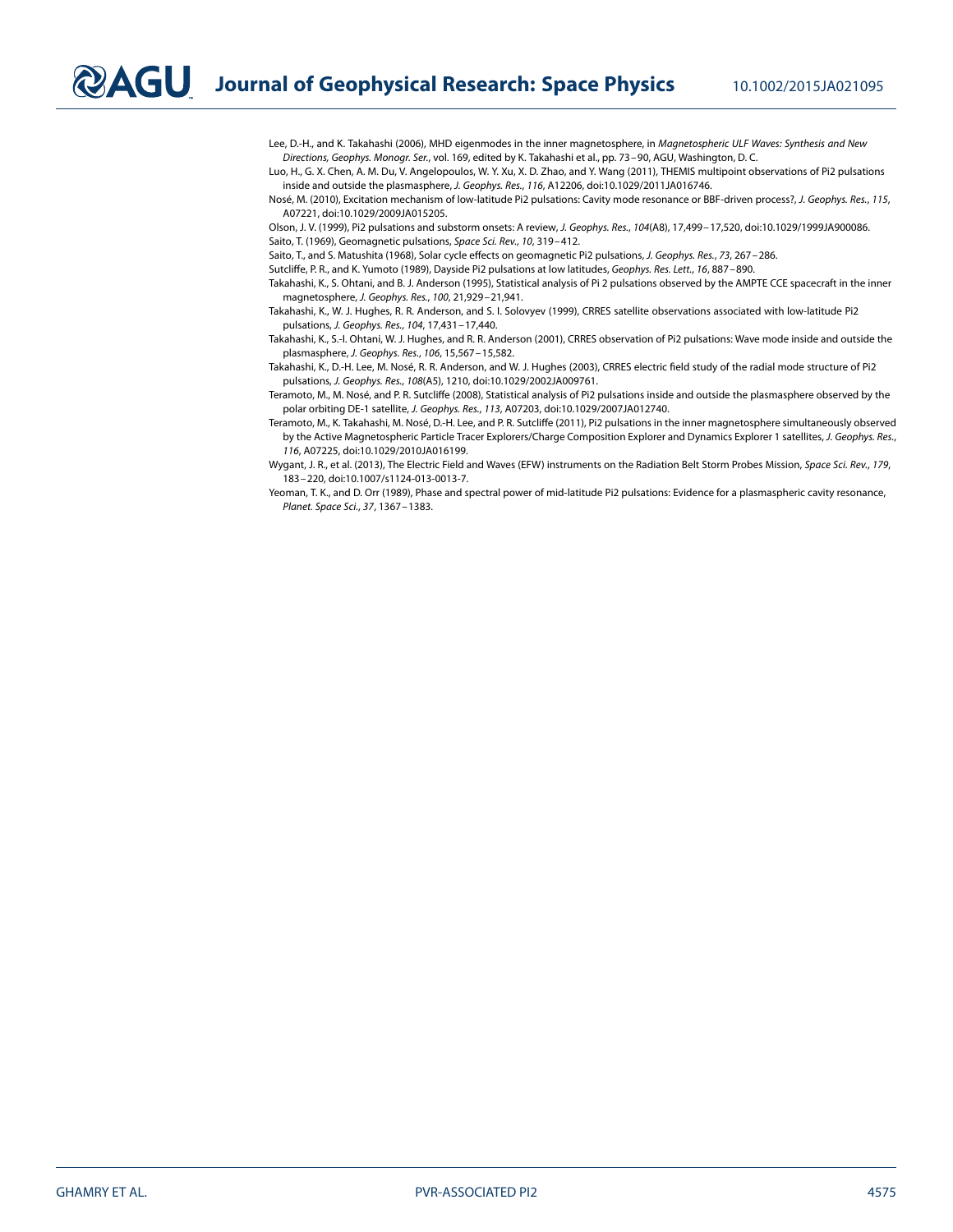Lee, D.-H., and K. Takahashi (2006), MHD eigenmodes in the inner magnetosphere, in *Magnetospheric ULF Waves: Synthesis and New Directions, Geophys. Monogr. Ser.*, vol. 169, edited by K. Takahashi et al., pp. 73–90, AGU, Washington, D. C.

Luo, H., G. X. Chen, A. M. Du, V. Angelopoulos, W. Y. Xu, X. D. Zhao, and Y. Wang (2011), THEMIS multipoint observations of Pi2 pulsations inside and outside the plasmasphere, *J. Geophys. Res.*, *116*, A12206, doi:10.1029/2011JA016746.

Nosé, M. (2010), Excitation mechanism of low-latitude Pi2 pulsations: Cavity mode resonance or BBF-driven process?, *J. Geophys. Res.*, *115*, A07221, doi:10.1029/2009JA015205.

Olson, J. V. (1999), Pi2 pulsations and substorm onsets: A review, *J. Geophys. Res.*, *104*(A8), 17,499–17,520, doi:10.1029/1999JA900086.

Saito, T. (1969), Geomagnetic pulsations, *Space Sci. Rev.*, *10*, 319–412.

Saito, T., and S. Matushita (1968), Solar cycle effects on geomagnetic Pi2 pulsations, *J. Geophys. Res.*, *73*, 267–286.

Sutcliffe, P. R., and K. Yumoto (1989), Dayside Pi2 pulsations at low latitudes, *Geophys. Res. Lett.*, *16*, 887–890.

Takahashi, K., S. Ohtani, and B. J. Anderson (1995), Statistical analysis of Pi 2 pulsations observed by the AMPTE CCE spacecraft in the inner magnetosphere, *J. Geophys. Res.*, *100*, 21,929–21,941.

Takahashi, K., W. J. Hughes, R. R. Anderson, and S. I. Solovyev (1999), CRRES satellite observations associated with low-latitude Pi2 pulsations, *J. Geophys. Res.*, *104*, 17,431–17,440.

Takahashi, K., S.-I. Ohtani, W. J. Hughes, and R. R. Anderson (2001), CRRES observation of Pi2 pulsations: Wave mode inside and outside the plasmasphere, *J. Geophys. Res.*, *106*, 15,567–15,582.

Takahashi, K., D.-H. Lee, M. Nosé, R. R. Anderson, and W. J. Hughes (2003), CRRES electric field study of the radial mode structure of Pi2 pulsations, *J. Geophys. Res.*, *108*(A5), 1210, doi:10.1029/2002JA009761.

Teramoto, M., M. Nosé, and P. R. Sutcliffe (2008), Statistical analysis of Pi2 pulsations inside and outside the plasmasphere observed by the polar orbiting DE-1 satellite, *J. Geophys. Res.*, *113*, A07203, doi:10.1029/2007JA012740.

Teramoto, M., K. Takahashi, M. Nosé, D.-H. Lee, and P. R. Sutcliffe (2011), Pi2 pulsations in the inner magnetosphere simultaneously observed by the Active Magnetospheric Particle Tracer Explorers/Charge Composition Explorer and Dynamics Explorer 1 satellites, *J. Geophys. Res.*, *116*, A07225, doi:10.1029/2010JA016199.

Wygant, J. R., et al. (2013), The Electric Field and Waves (EFW) instruments on the Radiation Belt Storm Probes Mission, *Space Sci. Rev.*, *179*, 183–220, doi:10.1007/s1124-013-0013-7.

Yeoman, T. K., and D. Orr (1989), Phase and spectral power of mid-latitude Pi2 pulsations: Evidence for a plasmaspheric cavity resonance, *Planet. Space Sci.*, *37*, 1367–1383.